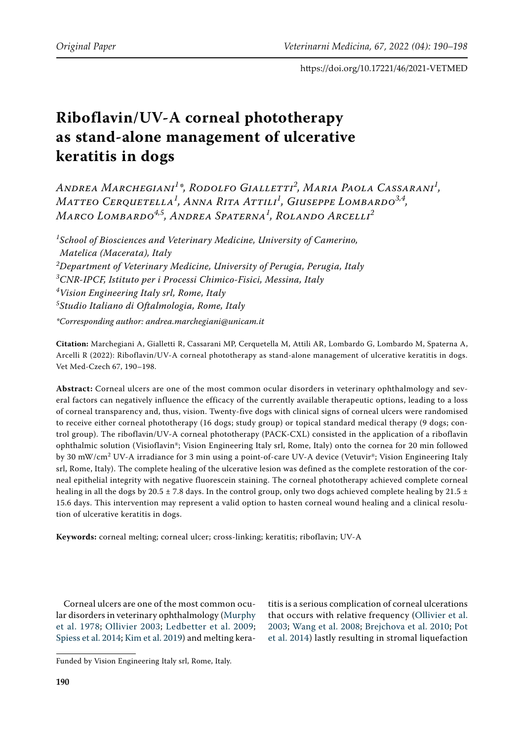Original Paper

https://doi.org/10.17221/46/2021-VETMED

# Riboflavin/UV-A corneal phototherapy as stand-alone management of ulcerative keratitis in dogs

*Andrea Marchegiani[1]\*, Rodolfo Gialletti[2], Maria Paola Cassarani[1], Matteo Cerquetella[1], Anna Rita Attili[1], Giuseppe Lombardo[3,4], Marco Lombardo[4,5], Andrea Spaterna[1], Rolando Arcelli[2]*

*[1]School of Biosciences and Veterinary Medicine, University of Camerino, Matelica (Macerata), Italy*
*[2]Department of Veterinary Medicine, University of Perugia, Perugia, Italy*
*[3]CNR-IPCF, Istituto per i Processi Chimico-Fisici, Messina, Italy*
*[4]Vision Engineering Italy srl, Rome, Italy*
*[5]Studio Italiano di Oftalmologia, Rome, Italy*

*\*Corresponding author: andrea.marchegiani@unicam.it*

**Citation:** Marchegiani A, Gialletti R, Cassarani MP, Cerquetella M, Attili AR, Lombardo G, Lombardo M, Spaterna A, Arcelli R (2022): Riboflavin/UV-A corneal phototherapy as stand-alone management of ulcerative keratitis in dogs. Vet Med-Czech 67, 190–198.

**Abstract:** Corneal ulcers are one of the most common ocular disorders in veterinary ophthalmology and several factors can negatively influence the efficacy of the currently available therapeutic options, leading to a loss of corneal transparency and, thus, vision. Twenty-five dogs with clinical signs of corneal ulcers were randomised to receive either corneal phototherapy (16 dogs; study group) or topical standard medical therapy (9 dogs; control group). The riboflavin/UV-A corneal phototherapy (PACK-CXL) consisted in the application of a riboflavin ophthalmic solution (Visioflavin®; Vision Engineering Italy srl, Rome, Italy) onto the cornea for 20 min followed by 30 mW/cm$^2$ UV-A irradiance for 3 min using a point-of-care UV-A device (Vetuvir®; Vision Engineering Italy srl, Rome, Italy). The complete healing of the ulcerative lesion was defined as the complete restoration of the corneal epithelial integrity with negative fluorescein staining. The corneal phototherapy achieved complete corneal healing in all the dogs by 20.5 ± 7.8 days. In the control group, only two dogs achieved complete healing by 21.5 ± 15.6 days. This intervention may represent a valid option to hasten corneal wound healing and a clinical resolution of ulcerative keratitis in dogs.

**Keywords:** corneal melting; corneal ulcer; cross-linking; keratitis; riboflavin; UV-A

Corneal ulcers are one of the most common ocular disorders in veterinary ophthalmology (Murphy et al. 1978; Ollivier 2003; Ledbetter et al. 2009; Spiess et al. 2014; Kim et al. 2019) and melting keratitis is a serious complication of corneal ulcerations that occurs with relative frequency (Ollivier et al. 2003; Wang et al. 2008; Brejchova et al. 2010; Pot et al. 2014) lastly resulting in stromal liquefaction

Funded by Vision Engineering Italy srl, Rome, Italy.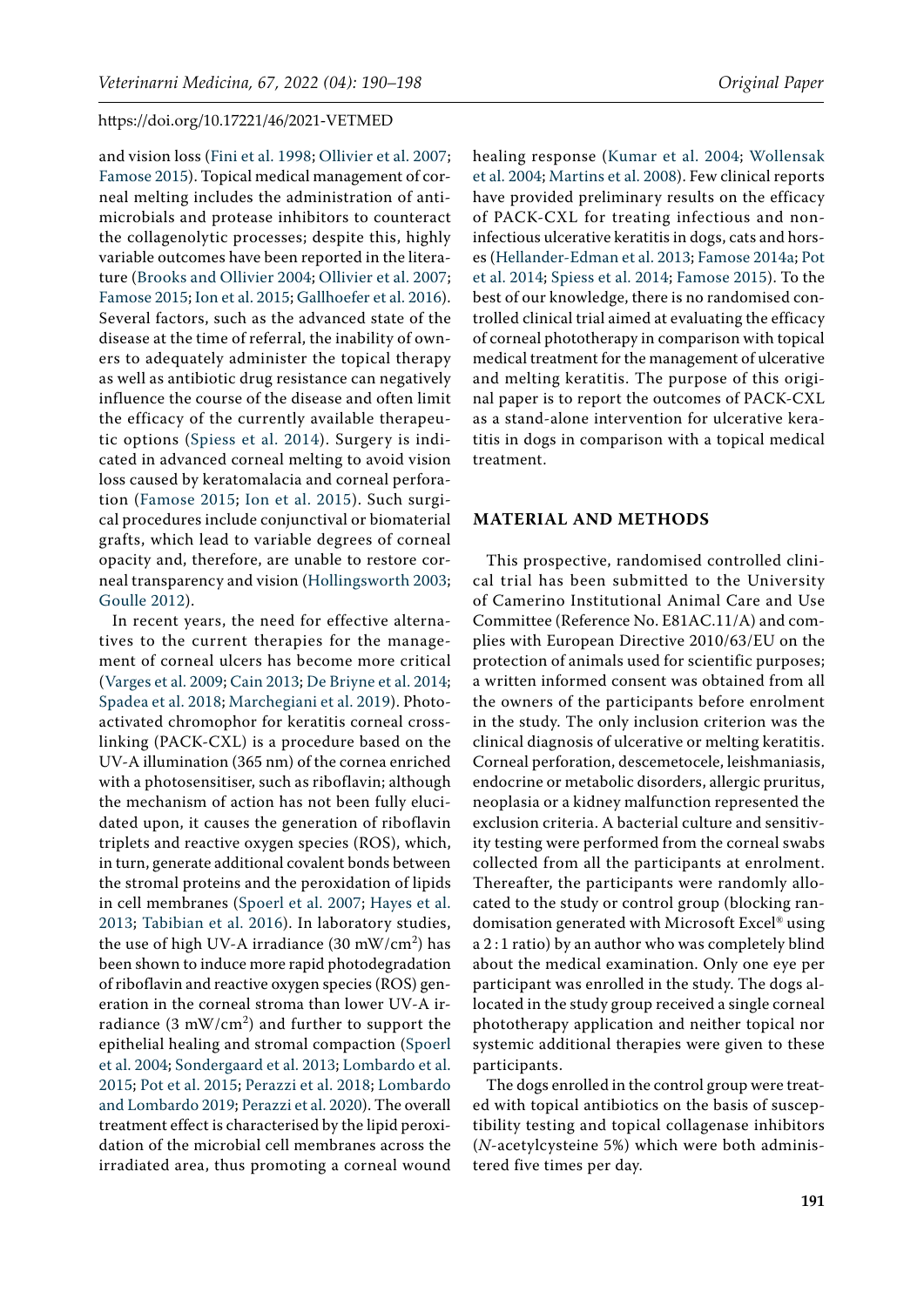and vision loss (Fini et al. 1998; Ollivier et al. 2007; Famose 2015). Topical medical management of corneal melting includes the administration of antimicrobials and protease inhibitors to counteract the collagenolytic processes; despite this, highly variable outcomes have been reported in the literature (Brooks and Ollivier 2004; Ollivier et al. 2007; Famose 2015; Ion et al. 2015; Gallhoefer et al. 2016). Several factors, such as the advanced state of the disease at the time of referral, the inability of owners to adequately administer the topical therapy as well as antibiotic drug resistance can negatively influence the course of the disease and often limit the efficacy of the currently available therapeutic options (Spiess et al. 2014). Surgery is indicated in advanced corneal melting to avoid vision loss caused by keratomalacia and corneal perforation (Famose 2015; Ion et al. 2015). Such surgical procedures include conjunctival or biomaterial grafts, which lead to variable degrees of corneal opacity and, therefore, are unable to restore corneal transparency and vision (Hollingsworth 2003; Goulle 2012).

In recent years, the need for effective alternatives to the current therapies for the management of corneal ulcers has become more critical (Varges et al. 2009; Cain 2013; De Bryine et al. 2014; Spadea et al. 2018; Marchegiani et al. 2019). Photoactivated chromophor for keratitis corneal crosslinking (PACK-CXL) is a procedure based on the UV-A illumination (365 nm) of the cornea enriched with a photosensitiser, such as riboflavin; although the mechanism of action has not been fully elucidated upon, it causes the generation of riboflavin triplets and reactive oxygen species (ROS), which, in turn, generate additional covalent bonds between the stromal proteins and the peroxidation of lipids in cell membranes (Spoerl et al. 2007; Hayes et al. 2013; Tabibian et al. 2016). In laboratory studies, the use of high UV-A irradiance (30 mW/cm$^2$) has been shown to induce more rapid photodegradation of riboflavin and reactive oxygen species (ROS) generation in the corneal stroma than lower UV-A irradiance (3 mW/cm$^2$) and further to support the epithelial healing and stromal compaction (Spoerl et al. 2004; Sondergaard et al. 2013; Lombardo et al. 2015; Pot et al. 2015; Perazzi et al. 2018; Lombardo and Lombardo 2019; Perazzi et al. 2020). The overall treatment effect is characterised by the lipid peroxidation of the microbial cell membranes across the irradiated area, thus promoting a corneal wound healing response (Kumar et al. 2004; Wollensak et al. 2004; Martins et al. 2008). Few clinical reports have provided preliminary results on the efficacy of PACK-CXL for treating infectious and non-infectious ulcerative keratitis in dogs, cats and horses (Hellander-Edman et al. 2013; Famose 2014a; Pot et al. 2014; Spiess et al. 2014; Famose 2015). To the best of our knowledge, there is no randomised controlled clinical trial aimed at evaluating the efficacy of corneal phototherapy in comparison with topical medical treatment for the management of ulcerative and melting keratitis. The purpose of this original paper is to report the outcomes of PACK-CXL as a stand-alone intervention for ulcerative keratitis in dogs in comparison with a topical medical treatment.

## MATERIAL AND METHODS

This prospective, randomised controlled clinical trial has been submitted to the University of Camerino Institutional Animal Care and Use Committee (Reference No. E81AC.11/A) and complies with European Directive 2010/63/EU on the protection of animals used for scientific purposes; a written informed consent was obtained from all the owners of the participants before enrolment in the study. The only inclusion criterion was the clinical diagnosis of ulcerative or melting keratitis. Corneal perforation, descemetocele, leishmaniasis, endocrine or metabolic disorders, allergic pruritus, neoplasia or a kidney malfunction represented the exclusion criteria. A bacterial culture and sensitivity testing were performed from the corneal swabs collected from all the participants at enrolment. Thereafter, the participants were randomly allocated to the study or control group (blocking randomisation generated with Microsoft Excel® using a 2 : 1 ratio) by an author who was completely blind about the medical examination. Only one eye per participant was enrolled in the study. The dogs allocated in the study group received a single corneal phototherapy application and neither topical nor systemic additional therapies were given to these participants.

The dogs enrolled in the control group were treated with topical antibiotics on the basis of susceptibility testing and topical collagenase inhibitors (*N*-acetylcysteine 5%) which were both administered five times per day.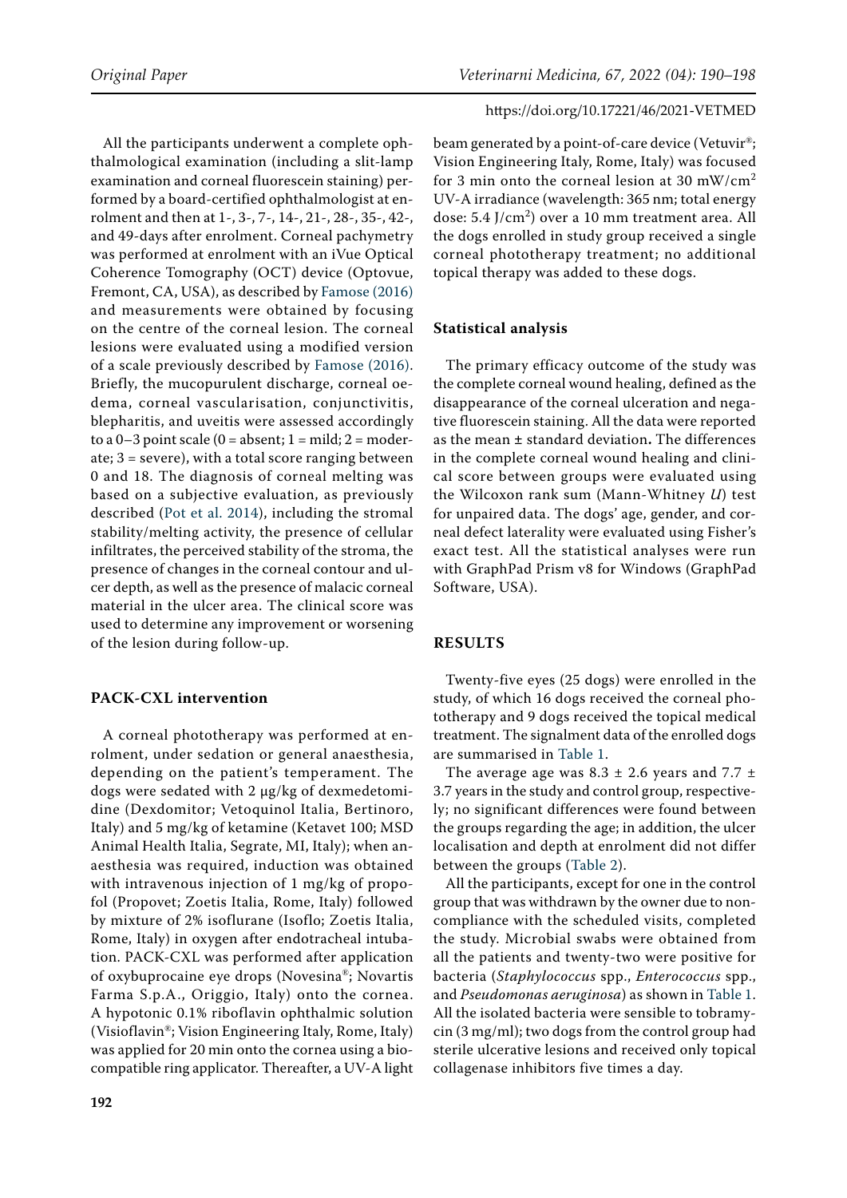All the participants underwent a complete ophthalmological examination (including a slit-lamp examination and corneal fluorescein staining) performed by a board-certified ophthalmologist at enrolment and then at 1-, 3-, 7-, 14-, 21-, 28-, 35-, 42-, and 49-days after enrolment. Corneal pachymetry was performed at enrolment with an iVue Optical Coherence Tomography (OCT) device (Optovue, Fremont, CA, USA), as described by Famose (2016) and measurements were obtained by focusing on the centre of the corneal lesion. The corneal lesions were evaluated using a modified version of a scale previously described by Famose (2016). Briefly, the mucopurulent discharge, corneal oedema, corneal vascularisation, conjunctivitis, blepharitis, and uveitis were assessed accordingly to a 0–3 point scale (0 = absent; 1 = mild; 2 = moderate; 3 = severe), with a total score ranging between 0 and 18. The diagnosis of corneal melting was based on a subjective evaluation, as previously described (Pot et al. 2014), including the stromal stability/melting activity, the presence of cellular infiltrates, the perceived stability of the stroma, the presence of changes in the corneal contour and ulcer depth, as well as the presence of malacic corneal material in the ulcer area. The clinical score was used to determine any improvement or worsening of the lesion during follow-up.

### PACK-CXL intervention

A corneal phototherapy was performed at enrolment, under sedation or general anaesthesia, depending on the patient's temperament. The dogs were sedated with 2 μg/kg of dexmedetomidine (Dexdomitor; Vetoquinol Italia, Bertinoro, Italy) and 5 mg/kg of ketamine (Ketavet 100; MSD Animal Health Italia, Segrate, MI, Italy); when anaesthesia was required, induction was obtained with intravenous injection of 1 mg/kg of propofol (Propovet; Zoetis Italia, Rome, Italy) followed by mixture of 2% isoflurane (Isoflo; Zoetis Italia, Rome, Italy) in oxygen after endotracheal intubation. PACK-CXL was performed after application of oxybuprocaine eye drops (Novesina®; Novartis Farma S.p.A., Origgio, Italy) onto the cornea. A hypotonic 0.1% riboflavin ophthalmic solution (Visioflavin®; Vision Engineering Italy, Rome, Italy) was applied for 20 min onto the cornea using a biocompatible ring applicator. Thereafter, a UV-A light beam generated by a point-of-care device (Vetuvir®; Vision Engineering Italy, Rome, Italy) was focused for 3 min onto the corneal lesion at 30 $mW/cm^2$ UV-A irradiance (wavelength: 365 nm; total energy dose: 5.4 $J/cm^2$) over a 10 mm treatment area. All the dogs enrolled in study group received a single corneal phototherapy treatment; no additional topical therapy was added to these dogs.

### Statistical analysis

The primary efficacy outcome of the study was the complete corneal wound healing, defined as the disappearance of the corneal ulceration and negative fluorescein staining. All the data were reported as the mean ± standard deviation**.** The differences in the complete corneal wound healing and clinical score between groups were evaluated using the Wilcoxon rank sum (Mann-Whitney *U*) test for unpaired data. The dogs' age, gender, and corneal defect laterality were evaluated using Fisher's exact test. All the statistical analyses were run with GraphPad Prism v8 for Windows (GraphPad Software, USA).

## RESULTS

Twenty-five eyes (25 dogs) were enrolled in the study, of which 16 dogs received the corneal phototherapy and 9 dogs received the topical medical treatment. The signalment data of the enrolled dogs are summarised in Table 1.

The average age was 8.3 ± 2.6 years and 7.7 ± 3.7 years in the study and control group, respectively; no significant differences were found between the groups regarding the age; in addition, the ulcer localisation and depth at enrolment did not differ between the groups (Table 2).

All the participants, except for one in the control group that was withdrawn by the owner due to non-compliance with the scheduled visits, completed the study. Microbial swabs were obtained from all the patients and twenty-two were positive for bacteria (*Staphylococcus* spp., *Enterococcus* spp., and *Pseudomonas aeruginosa*) as shown in Table 1. All the isolated bacteria were sensible to tobramycin (3 mg/ml); two dogs from the control group had sterile ulcerative lesions and received only topical collagenase inhibitors five times a day.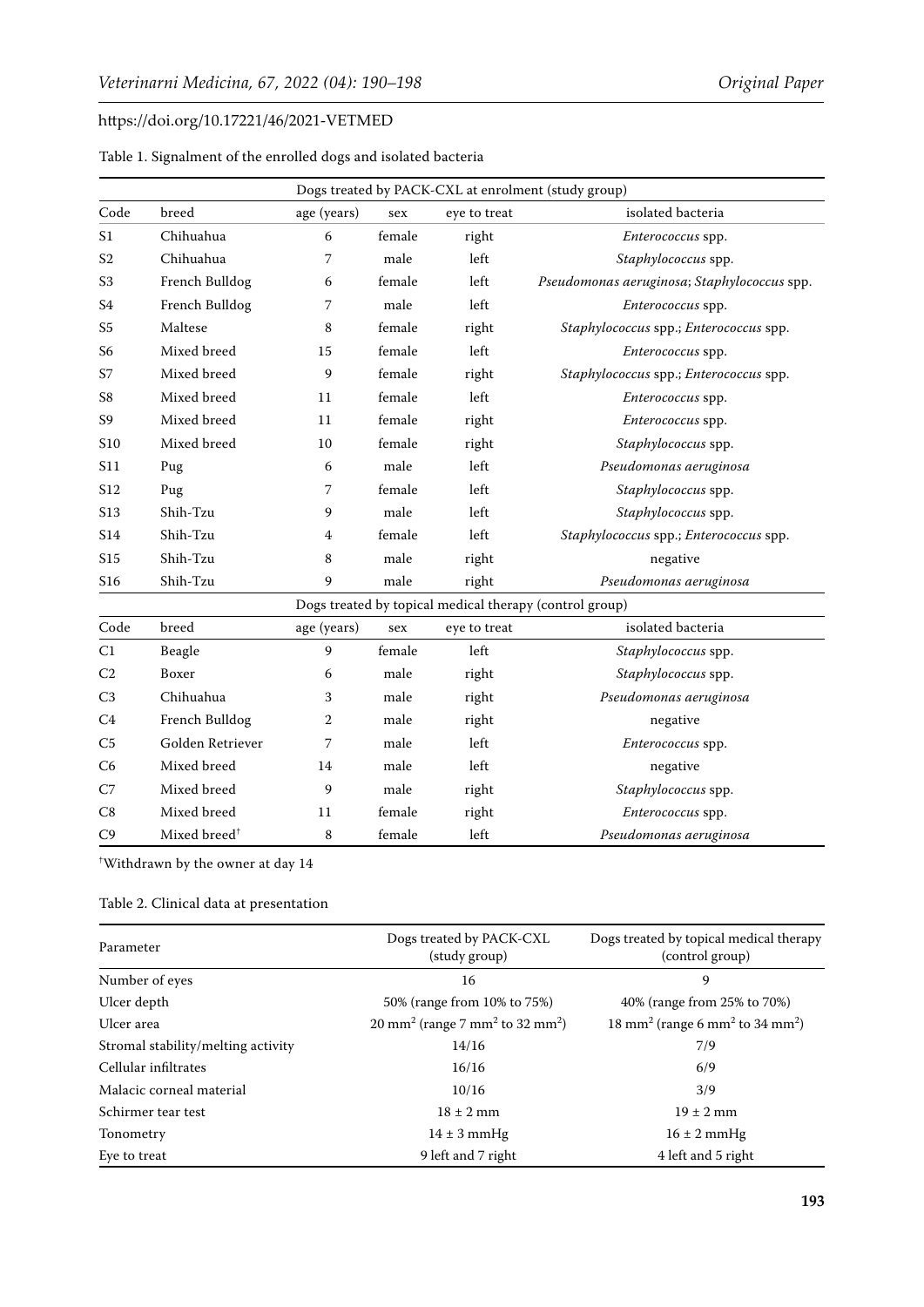Table 1. Signalment of the enrolled dogs and isolated bacteria

| Dogs treated by PACK-CXL at enrolment (study group) | | | | | |
|---|---|---|---|---|---|
| Code | breed | age (years) | sex | eye to treat | isolated bacteria |
| S1 | Chihuahua | 6 | female | right | *Enterococcus* spp. |
| S2 | Chihuahua | 7 | male | left | *Staphylococcus* spp. |
| S3 | French Bulldog | 6 | female | left | *Pseudomonas aeruginosa*; *Staphylococcus* spp. |
| S4 | French Bulldog | 7 | male | left | *Enterococcus* spp. |
| S5 | Maltese | 8 | female | right | *Staphylococcus* spp.; *Enterococcus* spp. |
| S6 | Mixed breed | 15 | female | left | *Enterococcus* spp. |
| S7 | Mixed breed | 9 | female | right | *Staphylococcus* spp.; *Enterococcus* spp. |
| S8 | Mixed breed | 11 | female | left | *Enterococcus* spp. |
| S9 | Mixed breed | 11 | female | right | *Enterococcus* spp. |
| S10 | Mixed breed | 10 | female | right | *Staphylococcus* spp. |
| S11 | Pug | 6 | male | left | *Pseudomonas aeruginosa* |
| S12 | Pug | 7 | female | left | *Staphylococcus* spp. |
| S13 | Shih-Tzu | 9 | male | left | *Staphylococcus* spp. |
| S14 | Shih-Tzu | 4 | female | left | *Staphylococcus* spp.; *Enterococcus* spp. |
| S15 | Shih-Tzu | 8 | male | right | negative |
| S16 | Shih-Tzu | 9 | male | right | *Pseudomonas aeruginosa* |
| **Dogs treated by topical medical therapy (control group)** | | | | | |
| Code | breed | age (years) | sex | eye to treat | isolated bacteria |
| C1 | Beagle | 9 | female | left | *Staphylococcus* spp. |
| C2 | Boxer | 6 | male | right | *Staphylococcus* spp. |
| C3 | Chihuahua | 3 | male | right | *Pseudomonas aeruginosa* |
| C4 | French Bulldog | 2 | male | right | negative |
| C5 | Golden Retriever | 7 | male | left | *Enterococcus* spp. |
| C6 | Mixed breed | 14 | male | left | negative |
| C7 | Mixed breed | 9 | male | right | *Staphylococcus* spp. |
| C8 | Mixed breed | 11 | female | right | *Enterococcus* spp. |
| C9 | Mixed breed[†] | 8 | female | left | *Pseudomonas aeruginosa* |

[†]Withdrawn by the owner at day 14

Table 2. Clinical data at presentation

| Parameter | Dogs treated by PACK-CXL (study group) | Dogs treated by topical medical therapy (control group) |
|---|---|---|
| Number of eyes | 16 | 9 |
| Ulcer depth | 50% (range from 10% to 75%) | 40% (range from 25% to 70%) |
| Ulcer area | 20 $mm^2$ (range 7 $mm^2$ to 32 $mm^2$) | 18 $mm^2$ (range 6 $mm^2$ to 34 $mm^2$) |
| Stromal stability/melting activity | 14/16 | 7/9 |
| Cellular infiltrates | 16/16 | 6/9 |
| Malacic corneal material | 10/16 | 3/9 |
| Schirmer tear test | 18 ± 2 mm | 19 ± 2 mm |
| Tonometry | 14 ± 3 mmHg | 16 ± 2 mmHg |
| Eye to treat | 9 left and 7 right | 4 left and 5 right |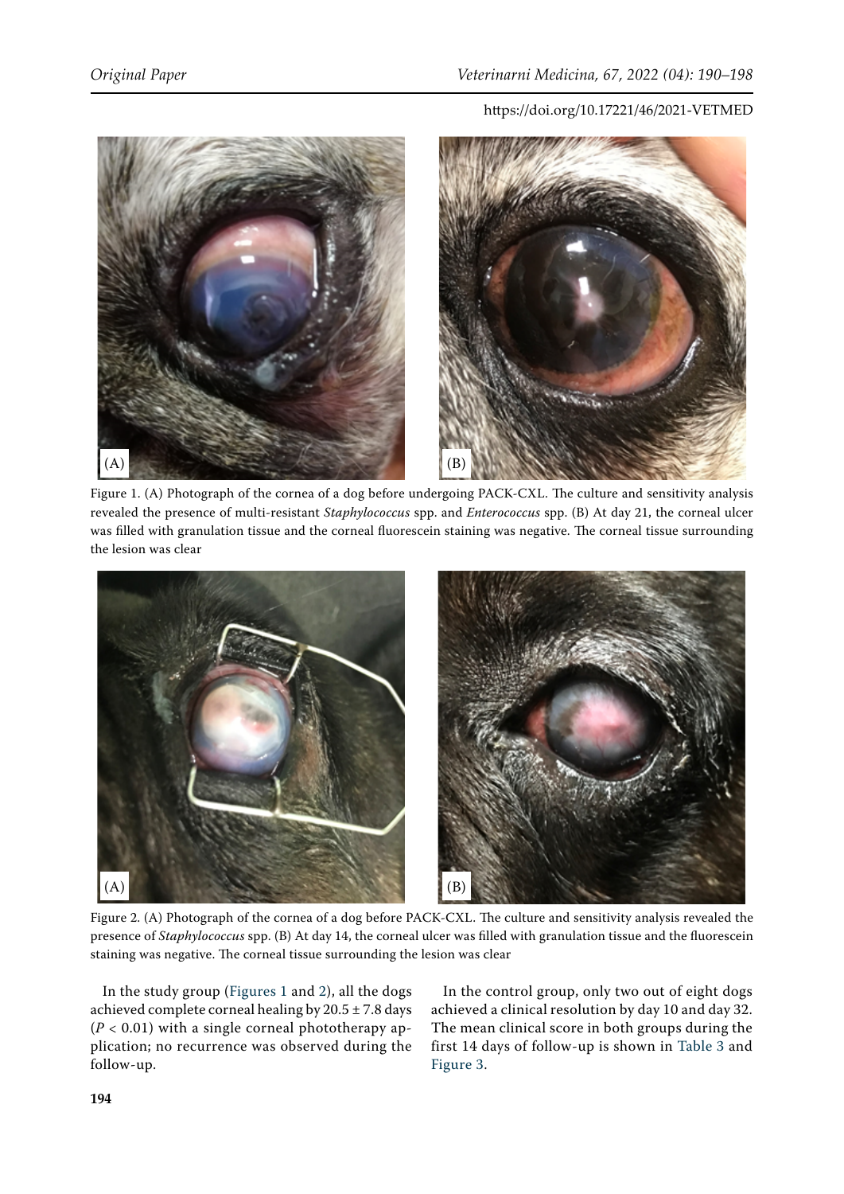Figure 1. (A) Photograph of the cornea of a dog before undergoing PACK-CXL. The culture and sensitivity analysis revealed the presence of multi-resistant *Staphylococcus* spp. and *Enterococcus* spp. (B) At day 21, the corneal ulcer was filled with granulation tissue and the corneal fluorescein staining was negative. The corneal tissue surrounding the lesion was clear

Figure 2. (A) Photograph of the cornea of a dog before PACK-CXL. The culture and sensitivity analysis revealed the presence of *Staphylococcus* spp. (B) At day 14, the corneal ulcer was filled with granulation tissue and the fluorescein staining was negative. The corneal tissue surrounding the lesion was clear

In the study group (Figures 1 and 2), all the dogs achieved complete corneal healing by 20.5 ± 7.8 days ($P < 0.01$) with a single corneal phototherapy application; no recurrence was observed during the follow-up.

In the control group, only two out of eight dogs achieved a clinical resolution by day 10 and day 32. The mean clinical score in both groups during the first 14 days of follow-up is shown in Table 3 and Figure 3.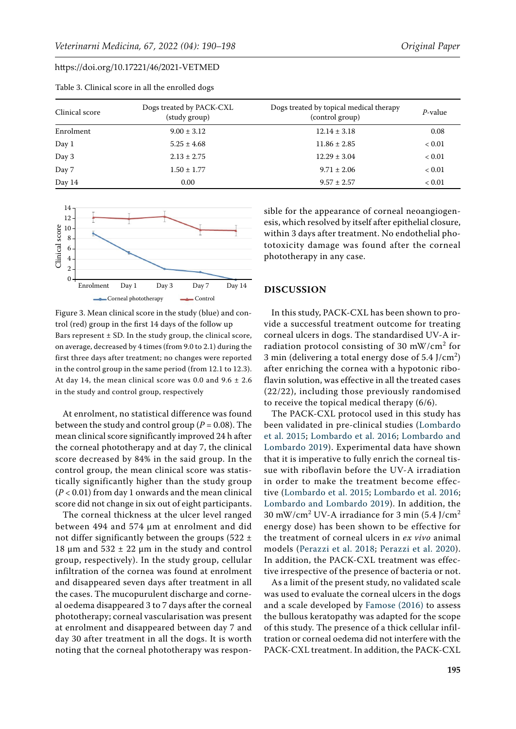Table 3. Clinical score in all the enrolled dogs

| Clinical score | Dogs treated by PACK-CXL (study group) | Dogs treated by topical medical therapy (control group) | *P*-value |
|---|---|---|---|
| Enrolment | 9.00 ± 3.12 | 12.14 ± 3.18 | 0.08 |
| Day 1 | 5.25 ± 4.68 | 11.86 ± 2.85 | < 0.01 |
| Day 3 | 2.13 ± 2.75 | 12.29 ± 3.04 | < 0.01 |
| Day 7 | 1.50 ± 1.77 | 9.71 ± 2.06 | < 0.01 |
| Day 14 | 0.00 | 9.57 ± 2.57 | < 0.01 |

Figure 3. Mean clinical score in the study (blue) and control (red) group in the first 14 days of the follow up

Bars represent ± SD. In the study group, the clinical score, on average, decreased by 4 times (from 9.0 to 2.1) during the first three days after treatment; no changes were reported in the control group in the same period (from 12.1 to 12.3). At day 14, the mean clinical score was 0.0 and 9.6 ± 2.6 in the study and control group, respectively

At enrolment, no statistical difference was found between the study and control group ($P = 0.08$). The mean clinical score significantly improved 24 h after the corneal phototherapy and at day 7, the clinical score decreased by 84% in the said group. In the control group, the mean clinical score was statistically significantly higher than the study group ($P < 0.01$) from day 1 onwards and the mean clinical score did not change in six out of eight participants.

The corneal thickness at the ulcer level ranged between 494 and 574 µm at enrolment and did not differ significantly between the groups (522 ± 18 µm and 532 ± 22 µm in the study and control group, respectively). In the study group, cellular infiltration of the cornea was found at enrolment and disappeared seven days after treatment in all the cases. The mucopurulent discharge and corneal oedema disappeared 3 to 7 days after the corneal phototherapy; corneal vascularisation was present at enrolment and disappeared between day 7 and day 30 after treatment in all the dogs. It is worth noting that the corneal phototherapy was responsible for the appearance of corneal neoangiogenesis, which resolved by itself after epithelial closure, within 3 days after treatment. No endothelial phototoxicity damage was found after the corneal phototherapy in any case.

## DISCUSSION

In this study, PACK-CXL has been shown to provide a successful treatment outcome for treating corneal ulcers in dogs. The standardised UV-A irradiation protocol consisting of 30 mW/cm$^2$ for 3 min (delivering a total energy dose of 5.4 J/cm$^2$) after enriching the cornea with a hypotonic riboflavin solution, was effective in all the treated cases (22/22), including those previously randomised to receive the topical medical therapy (6/6).

The PACK-CXL protocol used in this study has been validated in pre-clinical studies (Lombardo et al. 2015; Lombardo et al. 2016; Lombardo and Lombardo 2019). Experimental data have shown that it is imperative to fully enrich the corneal tissue with riboflavin before the UV-A irradiation in order to make the treatment become effective (Lombardo et al. 2015; Lombardo et al. 2016; Lombardo and Lombardo 2019). In addition, the 30 mW/cm$^2$ UV-A irradiance for 3 min (5.4 J/cm$^2$ energy dose) has been shown to be effective for the treatment of corneal ulcers in *ex vivo* animal models (Perazzi et al. 2018; Perazzi et al. 2020). In addition, the PACK-CXL treatment was effective irrespective of the presence of bacteria or not.

As a limit of the present study, no validated scale was used to evaluate the corneal ulcers in the dogs and a scale developed by Famose (2016) to assess the bullous keratopathy was adapted for the scope of this study. The presence of a thick cellular infiltration or corneal oedema did not interfere with the PACK-CXL treatment. In addition, the PACK-CXL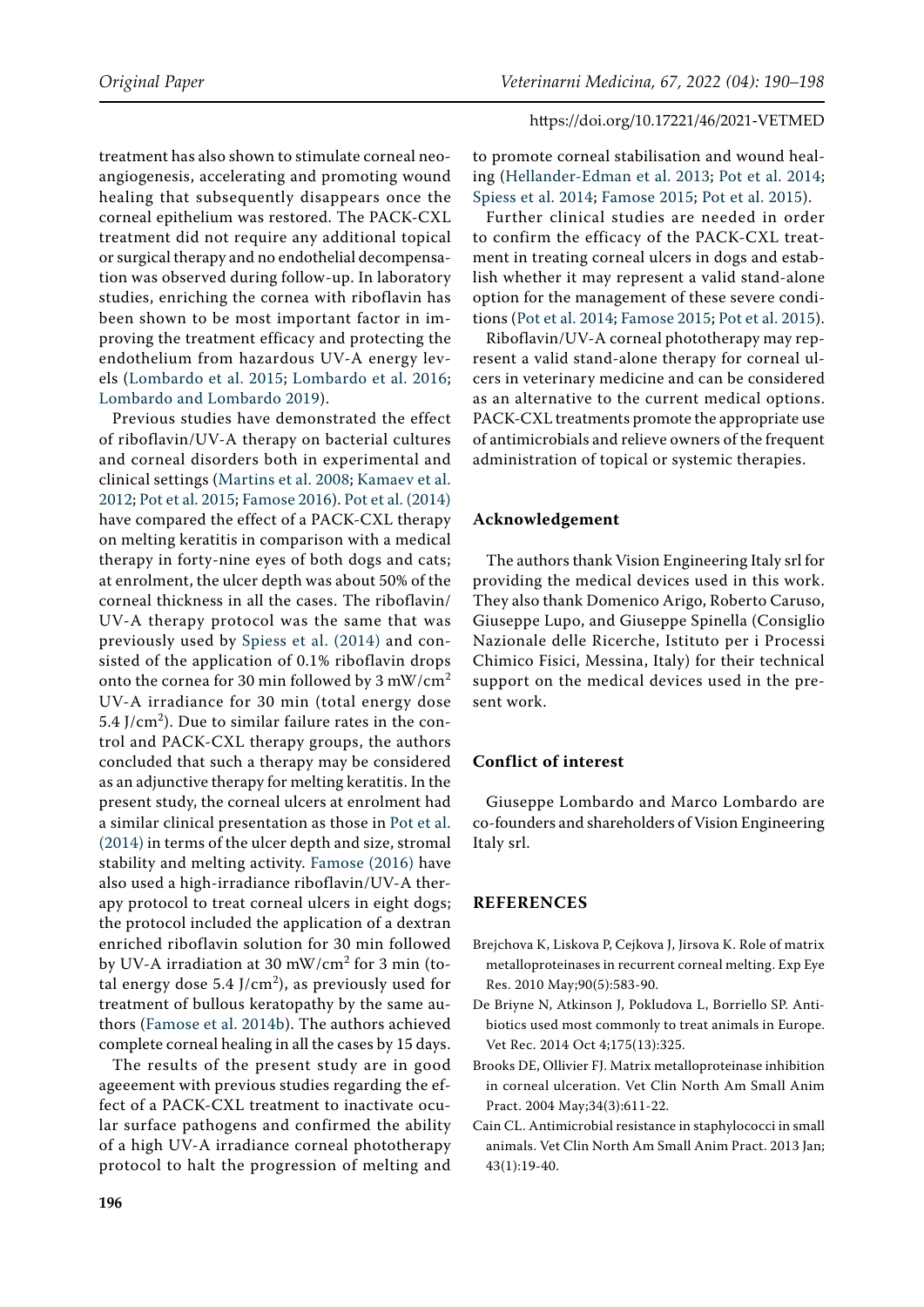treatment has also shown to stimulate corneal neoangiogenesis, accelerating and promoting wound healing that subsequently disappears once the corneal epithelium was restored. The PACK-CXL treatment did not require any additional topical or surgical therapy and no endothelial decompensation was observed during follow-up. In laboratory studies, enriching the cornea with riboflavin has been shown to be most important factor in improving the treatment efficacy and protecting the endothelium from hazardous UV-A energy levels (Lombardo et al. 2015; Lombardo et al. 2016; Lombardo and Lombardo 2019).

Previous studies have demonstrated the effect of riboflavin/UV-A therapy on bacterial cultures and corneal disorders both in experimental and clinical settings (Martins et al. 2008; Kamaev et al. 2012; Pot et al. 2015; Famose 2016). Pot et al. (2014) have compared the effect of a PACK-CXL therapy on melting keratitis in comparison with a medical therapy in forty-nine eyes of both dogs and cats; at enrolment, the ulcer depth was about 50% of the corneal thickness in all the cases. The riboflavin/UV-A therapy protocol was the same that was previously used by Spiess et al. (2014) and consisted of the application of 0.1% riboflavin drops onto the cornea for 30 min followed by 3 mW/cm$^2$ UV-A irradiance for 30 min (total energy dose 5.4 J/cm$^2$). Due to similar failure rates in the control and PACK-CXL therapy groups, the authors concluded that such a therapy may be considered as an adjunctive therapy for melting keratitis. In the present study, the corneal ulcers at enrolment had a similar clinical presentation as those in Pot et al. (2014) in terms of the ulcer depth and size, stromal stability and melting activity. Famose (2016) have also used a high-irradiance riboflavin/UV-A therapy protocol to treat corneal ulcers in eight dogs; the protocol included the application of a dextran enriched riboflavin solution for 30 min followed by UV-A irradiation at 30 mW/cm$^2$ for 3 min (total energy dose 5.4 J/cm$^2$), as previously used for treatment of bullous keratopathy by the same authors (Famose et al. 2014b). The authors achieved complete corneal healing in all the cases by 15 days.

The results of the present study are in good ageeement with previous studies regarding the effect of a PACK-CXL treatment to inactivate ocular surface pathogens and confirmed the ability of a high UV-A irradiance corneal phototherapy protocol to halt the progression of melting and to promote corneal stabilisation and wound healing (Hellander-Edman et al. 2013; Pot et al. 2014; Spiess et al. 2014; Famose 2015; Pot et al. 2015).

Further clinical studies are needed in order to confirm the efficacy of the PACK-CXL treatment in treating corneal ulcers in dogs and establish whether it may represent a valid stand-alone option for the management of these severe conditions (Pot et al. 2014; Famose 2015; Pot et al. 2015).

Riboflavin/UV-A corneal phototherapy may represent a valid stand-alone therapy for corneal ulcers in veterinary medicine and can be considered as an alternative to the current medical options. PACK-CXL treatments promote the appropriate use of antimicrobials and relieve owners of the frequent administration of topical or systemic therapies.

## Acknowledgement

The authors thank Vision Engineering Italy srl for providing the medical devices used in this work. They also thank Domenico Arigo, Roberto Caruso, Giuseppe Lupo, and Giuseppe Spinella (Consiglio Nazionale delle Ricerche, Istituto per i Processi Chimico Fisici, Messina, Italy) for their technical support on the medical devices used in the present work.

## Conflict of interest

Giuseppe Lombardo and Marco Lombardo are co-founders and shareholders of Vision Engineering Italy srl.

## REFERENCES

Brejchova K, Liskova P, Cejkova J, Jirsova K. Role of matrix metalloproteinases in recurrent corneal melting. Exp Eye Res. 2010 May;90(5):583-90.

De Briyne N, Atkinson J, Pokludova L, Borriello SP. Antibiotics used most commonly to treat animals in Europe. Vet Rec. 2014 Oct 4;175(13):325.

Brooks DE, Ollivier FJ. Matrix metalloproteinase inhibition in corneal ulceration. Vet Clin North Am Small Anim Pract. 2004 May;34(3):611-22.

Cain CL. Antimicrobial resistance in staphylococci in small animals. Vet Clin North Am Small Anim Pract. 2013 Jan; 43(1):19-40.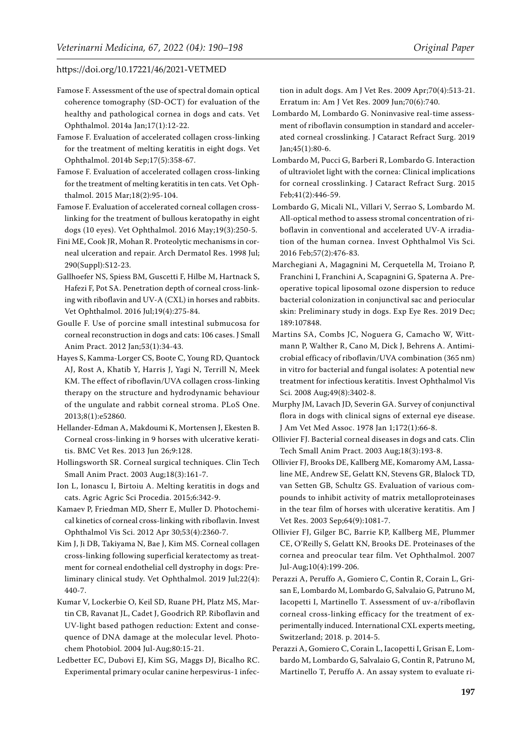Famose F. Assessment of the use of spectral domain optical coherence tomography (SD-OCT) for evaluation of the healthy and pathological cornea in dogs and cats. Vet Ophthalmol. 2014a Jan;17(1):12-22.

Famose F. Evaluation of accelerated collagen cross-linking for the treatment of melting keratitis in eight dogs. Vet Ophthalmol. 2014b Sep;17(5):358-67.

Famose F. Evaluation of accelerated collagen cross-linking for the treatment of melting keratitis in ten cats. Vet Ophthalmol. 2015 Mar;18(2):95-104.

Famose F. Evaluation of accelerated corneal collagen cross-linking for the treatment of bullous keratopathy in eight dogs (10 eyes). Vet Ophthalmol. 2016 May;19(3):250-5.

Fini ME, Cook JR, Mohan R. Proteolytic mechanisms in corneal ulceration and repair. Arch Dermatol Res. 1998 Jul; 290(Suppl):S12-23.

Gallhoefer NS, Spiess BM, Guscetti F, Hilbe M, Hartnack S, Hafezi F, Pot SA. Penetration depth of corneal cross-linking with riboflavin and UV-A (CXL) in horses and rabbits. Vet Ophthalmol. 2016 Jul;19(4):275-84.

Goulle F. Use of porcine small intestinal submucosa for corneal reconstruction in dogs and cats: 106 cases. J Small Anim Pract. 2012 Jan;53(1):34-43.

Hayes S, Kamma-Lorger CS, Boote C, Young RD, Quantock AJ, Rost A, Khatib Y, Harris J, Yagi N, Terrill N, Meek KM. The effect of riboflavin/UVA collagen cross-linking therapy on the structure and hydrodynamic behaviour of the ungulate and rabbit corneal stroma. PLoS One. 2013;8(1):e52860.

Hellander-Edman A, Makdoumi K, Mortensen J, Ekesten B. Corneal cross-linking in 9 horses with ulcerative keratitis. BMC Vet Res. 2013 Jun 26;9:128.

Hollingsworth SR. Corneal surgical techniques. Clin Tech Small Anim Pract. 2003 Aug;18(3):161-7.

Ion L, Ionascu I, Birtoiu A. Melting keratitis in dogs and cats. Agric Agric Sci Procedia. 2015;6:342-9.

Kamaev P, Friedman MD, Sherr E, Muller D. Photochemical kinetics of corneal cross-linking with riboflavin. Invest Ophthalmol Vis Sci. 2012 Apr 30;53(4):2360-7.

Kim J, Ji DB, Takiyama N, Bae J, Kim MS. Corneal collagen cross-linking following superficial keratectomy as treatment for corneal endothelial cell dystrophy in dogs: Preliminary clinical study. Vet Ophthalmol. 2019 Jul;22(4): 440-7.

Kumar V, Lockerbie O, Keil SD, Ruane PH, Platz MS, Martin CB, Ravanat JL, Cadet J, Goodrich RP. Riboflavin and UV-light based pathogen reduction: Extent and consequence of DNA damage at the molecular level. Photochem Photobiol. 2004 Jul-Aug;80:15-21.

Ledbetter EC, Dubovi EJ, Kim SG, Maggs DJ, Bicalho RC. Experimental primary ocular canine herpesvirus-1 infection in adult dogs. Am J Vet Res. 2009 Apr;70(4):513-21. Erratum in: Am J Vet Res. 2009 Jun;70(6):740.

Lombardo M, Lombardo G. Noninvasive real-time assessment of riboflavin consumption in standard and accelerated corneal crosslinking. J Cataract Refract Surg. 2019 Jan;45(1):80-6.

Lombardo M, Pucci G, Barberi R, Lombardo G. Interaction of ultraviolet light with the cornea: Clinical implications for corneal crosslinking. J Cataract Refract Surg. 2015 Feb;41(2):446-59.

Lombardo G, Micali NL, Villari V, Serrao S, Lombardo M. All-optical method to assess stromal concentration of riboflavin in conventional and accelerated UV-A irradiation of the human cornea. Invest Ophthalmol Vis Sci. 2016 Feb;57(2):476-83.

Marchegiani A, Magagnini M, Cerquetella M, Troiano P, Franchini I, Franchini A, Scapagnini G, Spaterna A. Preoperative topical liposomal ozone dispersion to reduce bacterial colonization in conjunctival sac and periocular skin: Preliminary study in dogs. Exp Eye Res. 2019 Dec; 189:107848.

Martins SA, Combs JC, Noguera G, Camacho W, Wittmann P, Walther R, Cano M, Dick J, Behrens A. Antimicrobial efficacy of riboflavin/UVA combination (365 nm) in vitro for bacterial and fungal isolates: A potential new treatment for infectious keratitis. Invest Ophthalmol Vis Sci. 2008 Aug;49(8):3402-8.

Murphy JM, Lavach JD, Severin GA. Survey of conjunctival flora in dogs with clinical signs of external eye disease. J Am Vet Med Assoc. 1978 Jan 1;172(1):66-8.

Ollivier FJ. Bacterial corneal diseases in dogs and cats. Clin Tech Small Anim Pract. 2003 Aug;18(3):193-8.

Ollivier FJ, Brooks DE, Kallberg ME, Komaromy AM, Lassaline ME, Andrew SE, Gelatt KN, Stevens GR, Blalock TD, van Setten GB, Schultz GS. Evaluation of various compounds to inhibit activity of matrix metalloproteinases in the tear film of horses with ulcerative keratitis. Am J Vet Res. 2003 Sep;64(9):1081-7.

Ollivier FJ, Gilger BC, Barrie KP, Kallberg ME, Plummer CE, O'Reilly S, Gelatt KN, Brooks DE. Proteinases of the cornea and preocular tear film. Vet Ophthalmol. 2007 Jul-Aug;10(4):199-206.

Perazzi A, Peruffo A, Gomiero C, Contin R, Corain L, Grisan E, Lombardo M, Lombardo G, Salvalaio G, Patruno M, Iacopetti I, Martinello T. Assessment of uv-a/riboflavin corneal cross-linking efficacy for the treatment of experimentally induced. International CXL experts meeting, Switzerland; 2018. p. 2014-5.

Perazzi A, Gomiero C, Corain L, Iacopetti I, Grisan E, Lombardo M, Lombardo G, Salvalaio G, Contin R, Patruno M, Martinello T, Peruffo A. An assay system to evaluate ri-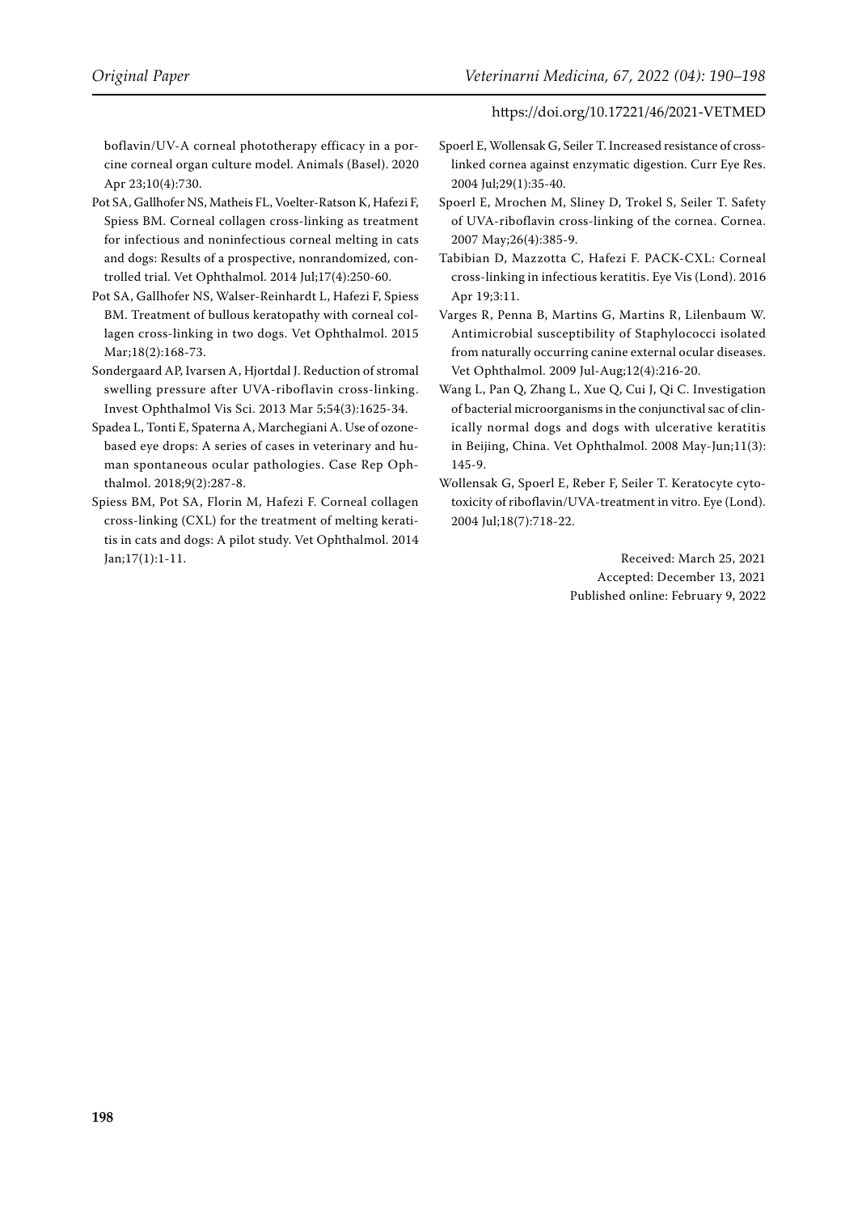boflavin/UV-A corneal phototherapy efficacy in a porcine corneal organ culture model. Animals (Basel). 2020 Apr 23;10(4):730.

Pot SA, Gallhofer NS, Matheis FL, Voelter-Ratson K, Hafezi F, Spiess BM. Corneal collagen cross-linking as treatment for infectious and noninfectious corneal melting in cats and dogs: Results of a prospective, nonrandomized, controlled trial. Vet Ophthalmol. 2014 Jul;17(4):250-60.

Pot SA, Gallhofer NS, Walser-Reinhardt L, Hafezi F, Spiess BM. Treatment of bullous keratopathy with corneal collagen cross-linking in two dogs. Vet Ophthalmol. 2015 Mar;18(2):168-73.

Sondergaard AP, Ivarsen A, Hjortdal J. Reduction of stromal swelling pressure after UVA-riboflavin cross-linking. Invest Ophthalmol Vis Sci. 2013 Mar 5;54(3):1625-34.

Spadea L, Tonti E, Spaterna A, Marchegiani A. Use of ozone-based eye drops: A series of cases in veterinary and human spontaneous ocular pathologies. Case Rep Ophthalmol. 2018;9(2):287-8.

Spiess BM, Pot SA, Florin M, Hafezi F. Corneal collagen cross-linking (CXL) for the treatment of melting keratitis in cats and dogs: A pilot study. Vet Ophthalmol. 2014 Jan;17(1):1-11.

Spoerl E, Wollensak G, Seiler T. Increased resistance of cross-linked cornea against enzymatic digestion. Curr Eye Res. 2004 Jul;29(1):35-40.

Spoerl E, Mrochen M, Sliney D, Trokel S, Seiler T. Safety of UVA-riboflavin cross-linking of the cornea. Cornea. 2007 May;26(4):385-9.

Tabibian D, Mazzotta C, Hafezi F. PACK-CXL: Corneal cross-linking in infectious keratitis. Eye Vis (Lond). 2016 Apr 19;3:11.

Varges R, Penna B, Martins G, Martins R, Lilenbaum W. Antimicrobial susceptibility of Staphylococci isolated from naturally occurring canine external ocular diseases. Vet Ophthalmol. 2009 Jul-Aug;12(4):216-20.

Wang L, Pan Q, Zhang L, Xue Q, Cui J, Qi C. Investigation of bacterial microorganisms in the conjunctival sac of clinically normal dogs and dogs with ulcerative keratitis in Beijing, China. Vet Ophthalmol. 2008 May-Jun;11(3):145-9.

Wollensak G, Spoerl E, Reber F, Seiler T. Keratocyte cytotoxicity of riboflavin/UVA-treatment in vitro. Eye (Lond). 2004 Jul;18(7):718-22.

Received: March 25, 2021
Accepted: December 13, 2021
Published online: February 9, 2022